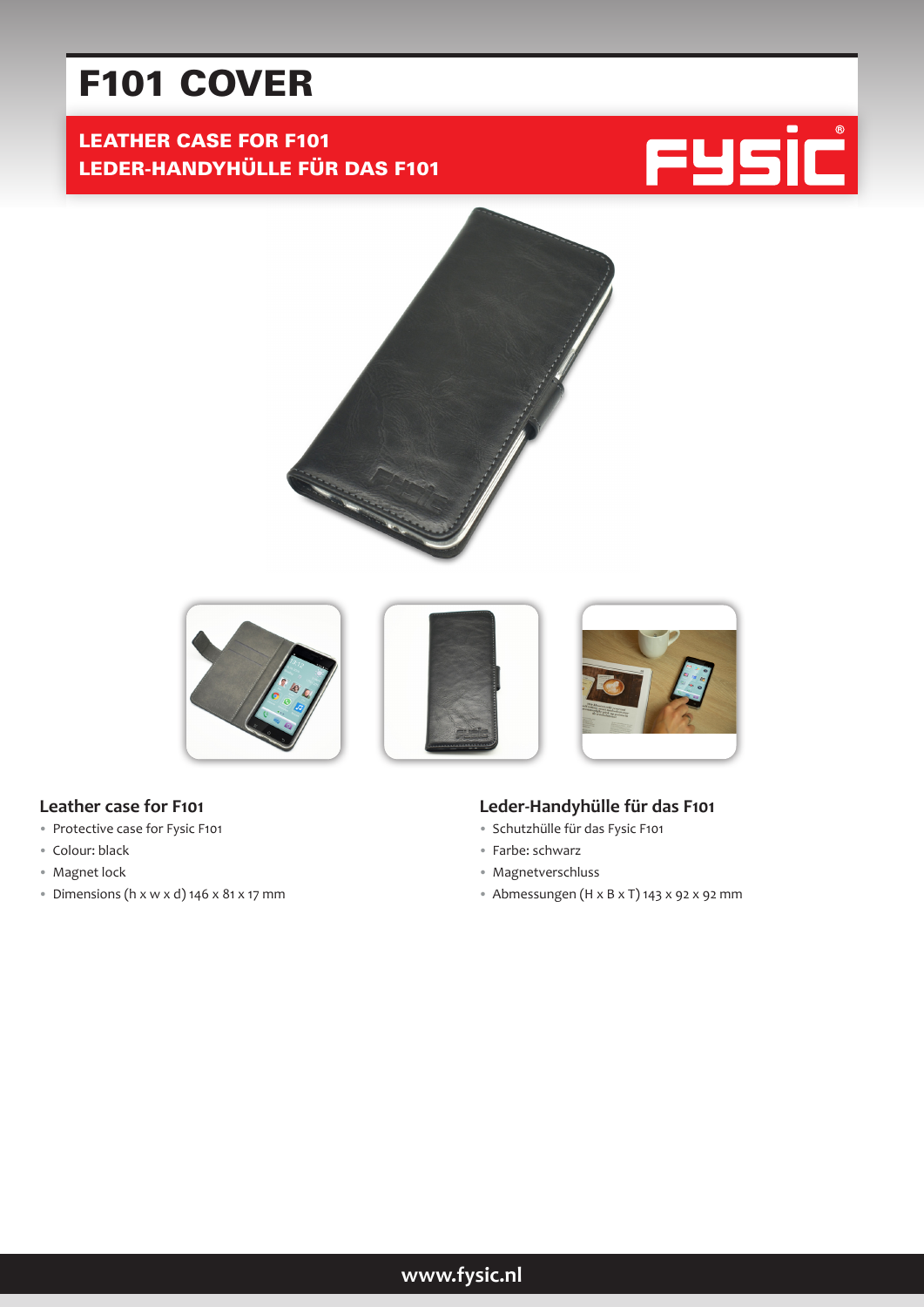# F101 COVER

**LEATHER CASE FOR F101**
**LEDER-HANDYHÜLLE FÜR DAS F101**

## Leather case for F101

- Protective case for Fysic F101
- Colour: black
- Magnet lock
- Dimensions (h x w x d) 146 x 81 x 17 mm

## Leder-Handyhülle für das F101

- Schutzhülle für das Fysic F101
- Farbe: schwarz
- Magnetverschluss
- Abmessungen (H x B x T) 143 x 92 x 92 mm

www.fysic.nl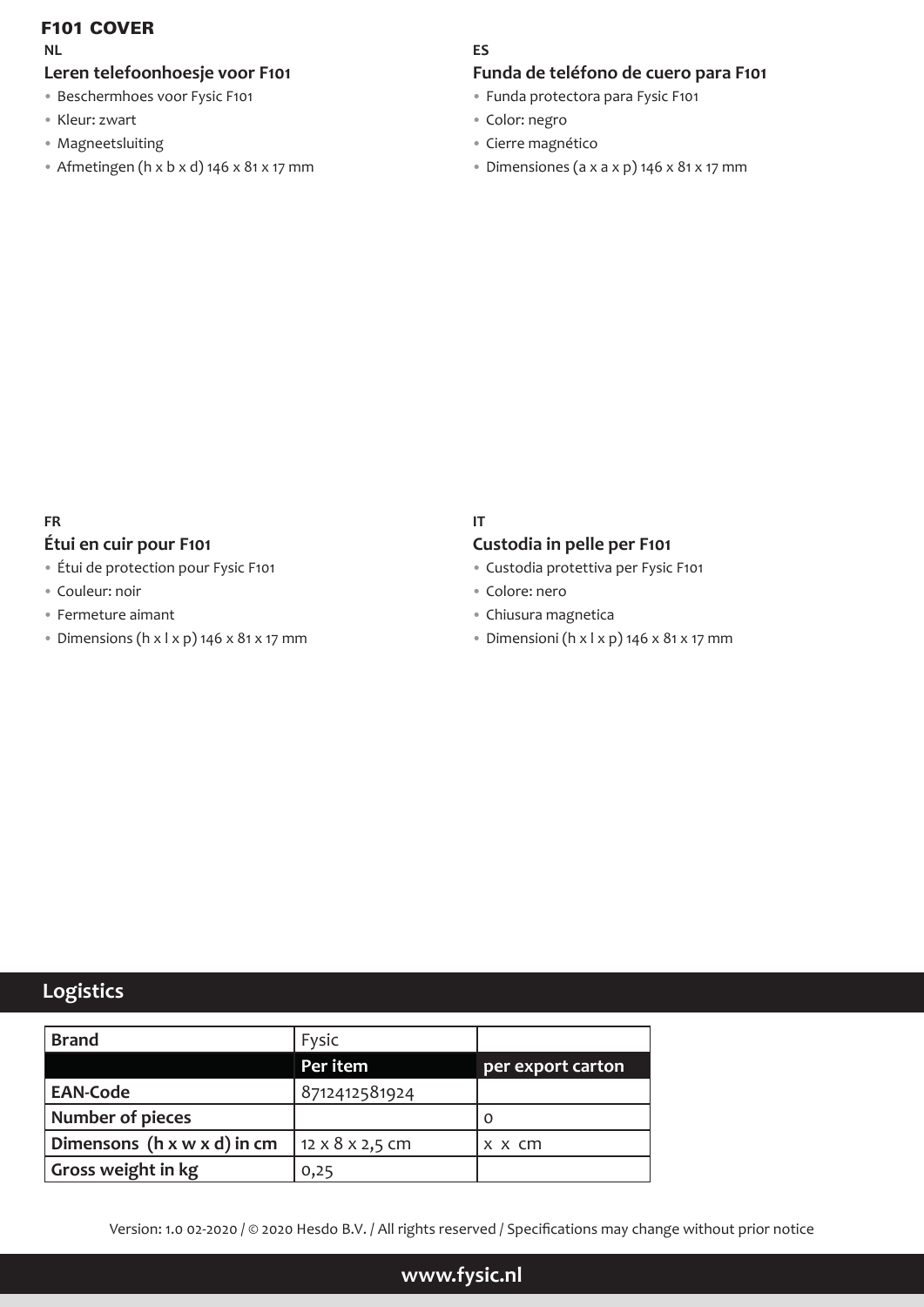# F101 COVER

**NL**

### Leren telefoonhoesje voor F101

- Beschermhoes voor Fysic F101
- Kleur: zwart
- Magneetsluiting
- Afmetingen (h x b x d) 146 x 81 x 17 mm

**ES**

### Funda de teléfono de cuero para F101

- Funda protectora para Fysic F101
- Color: negro
- Cierre magnético
- Dimensiones (a x a x p) 146 x 81 x 17 mm

**FR**

### Étui en cuir pour F101

- Étui de protection pour Fysic F101
- Couleur: noir
- Fermeture aimant
- Dimensions (h x l x p) 146 x 81 x 17 mm

**IT**

### Custodia in pelle per F101

- Custodia protettiva per Fysic F101
- Colore: nero
- Chiusura magnetica
- Dimensioni (h x l x p) 146 x 81 x 17 mm

## Logistics

| | | |
|---|---|---|
| **Brand** | Fysic | |
| | **Per item** | **per export carton** |
| **EAN-Code** | 8712412581924 | |
| **Number of pieces** | | 0 |
| **Dimensons (h x w x d) in cm** | 12 x 8 x 2,5 cm | x x cm |
| **Gross weight in kg** | 0,25 | |

Version: 1.0 02-2020 / © 2020 Hesdo B.V. / All rights reserved / Specifications may change without prior notice

**www.fysic.nl**